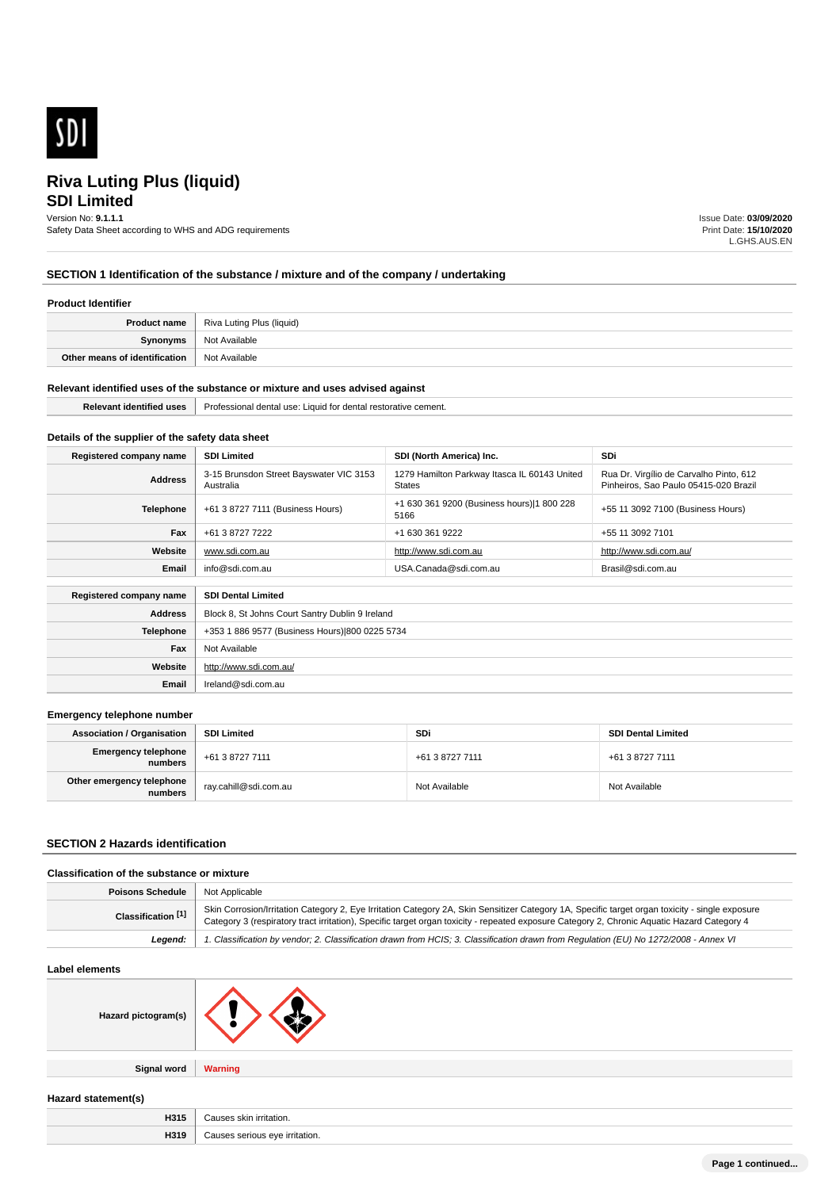# Riva Luting Plus (liquid)
## SDI Limited

Version No: **9.1.1.1**
Safety Data Sheet according to WHS and ADG requirements

Issue Date: **03/09/2020**
Print Date: **15/10/2020**
L.GHS.AUS.EN

## SECTION 1 Identification of the substance / mixture and of the company / undertaking

### Product Identifier

| | |
|---|---|
| **Product name** | Riva Luting Plus (liquid) |
| **Synonyms** | Not Available |
| **Other means of identification** | Not Available |

### Relevant identified uses of the substance or mixture and uses advised against

| | |
|---|---|
| **Relevant identified uses** | Professional dental use: Liquid for dental restorative cement. |

### Details of the supplier of the safety data sheet

| **Registered company name** | **SDI Limited** | **SDI (North America) Inc.** | **SDi** |
|---|---|---|---|
| **Address** | 3-15 Brunsdon Street Bayswater VIC 3153 Australia | 1279 Hamilton Parkway Itasca IL 60143 United States | Rua Dr. Virgílio de Carvalho Pinto, 612 Pinheiros, Sao Paulo 05415-020 Brazil |
| **Telephone** | +61 3 8727 7111 (Business Hours) | +1 630 361 9200 (Business hours)\|1 800 228 5166 | +55 11 3092 7100 (Business Hours) |
| **Fax** | +61 3 8727 7222 | +1 630 361 9222 | +55 11 3092 7101 |
| **Website** | www.sdi.com.au | http://www.sdi.com.au | http://www.sdi.com.au/ |
| **Email** | info@sdi.com.au | USA.Canada@sdi.com.au | Brasil@sdi.com.au |

| **Registered company name** | **SDI Dental Limited** |
|---|---|
| **Address** | Block 8, St Johns Court Santry Dublin 9 Ireland |
| **Telephone** | +353 1 886 9577 (Business Hours)\|800 0225 5734 |
| **Fax** | Not Available |
| **Website** | http://www.sdi.com.au/ |
| **Email** | Ireland@sdi.com.au |

### Emergency telephone number

| **Association / Organisation** | **SDI Limited** | **SDi** | **SDI Dental Limited** |
|---|---|---|---|
| **Emergency telephone numbers** | +61 3 8727 7111 | +61 3 8727 7111 | +61 3 8727 7111 |
| **Other emergency telephone numbers** | ray.cahill@sdi.com.au | Not Available | Not Available |

## SECTION 2 Hazards identification

### Classification of the substance or mixture

| | |
|---|---|
| **Poisons Schedule** | Not Applicable |
| **Classification [1]** | Skin Corrosion/Irritation Category 2, Eye Irritation Category 2A, Skin Sensitizer Category 1A, Specific target organ toxicity - single exposure Category 3 (respiratory tract irritation), Specific target organ toxicity - repeated exposure Category 2, Chronic Aquatic Hazard Category 4 |
| ***Legend:*** | *1. Classification by vendor; 2. Classification drawn from HCIS; 3. Classification drawn from Regulation (EU) No 1272/2008 - Annex VI* |

### Label elements

| | |
|---|---|
| **Hazard pictogram(s)** | |
| **Signal word** | **Warning** |

### Hazard statement(s)

| | |
|---|---|
| **H315** | Causes skin irritation. |
| **H319** | Causes serious eye irritation. |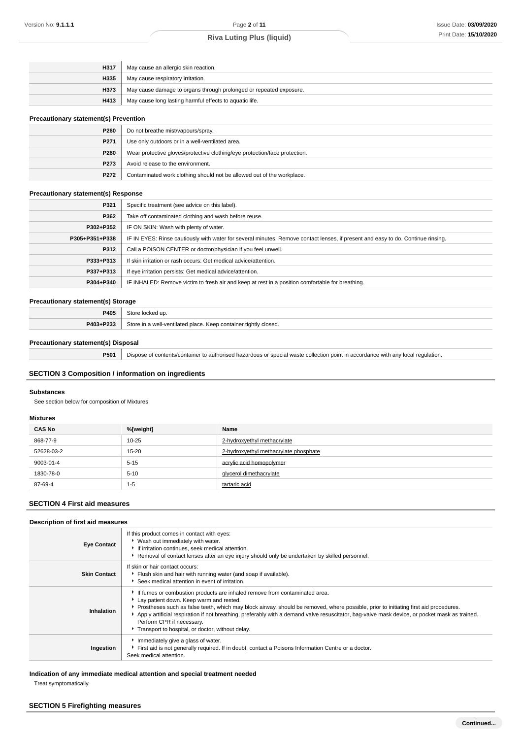| | |
|---|---|
| **H317** | May cause an allergic skin reaction. |
| **H335** | May cause respiratory irritation. |
| **H373** | May cause damage to organs through prolonged or repeated exposure. |
| **H413** | May cause long lasting harmful effects to aquatic life. |

### Precautionary statement(s) Prevention

| | |
|---|---|
| **P260** | Do not breathe mist/vapours/spray. |
| **P271** | Use only outdoors or in a well-ventilated area. |
| **P280** | Wear protective gloves/protective clothing/eye protection/face protection. |
| **P273** | Avoid release to the environment. |
| **P272** | Contaminated work clothing should not be allowed out of the workplace. |

### Precautionary statement(s) Response

| | |
|---|---|
| **P321** | Specific treatment (see advice on this label). |
| **P362** | Take off contaminated clothing and wash before reuse. |
| **P302+P352** | IF ON SKIN: Wash with plenty of water. |
| **P305+P351+P338** | IF IN EYES: Rinse cautiously with water for several minutes. Remove contact lenses, if present and easy to do. Continue rinsing. |
| **P312** | Call a POISON CENTER or doctor/physician if you feel unwell. |
| **P333+P313** | If skin irritation or rash occurs: Get medical advice/attention. |
| **P337+P313** | If eye irritation persists: Get medical advice/attention. |
| **P304+P340** | IF INHALED: Remove victim to fresh air and keep at rest in a position comfortable for breathing. |

### Precautionary statement(s) Storage

| | |
|---|---|
| **P405** | Store locked up. |
| **P403+P233** | Store in a well-ventilated place. Keep container tightly closed. |

### Precautionary statement(s) Disposal

| | |
|---|---|
| **P501** | Dispose of contents/container to authorised hazardous or special waste collection point in accordance with any local regulation. |

## SECTION 3 Composition / information on ingredients

### Substances

See section below for composition of Mixtures

### Mixtures

| CAS No | %[weight] | Name |
|---|---|---|
| 868-77-9 | 10-25 | 2-hydroxyethyl methacrylate |
| 52628-03-2 | 15-20 | 2-hydroxyethyl methacrylate phosphate |
| 9003-01-4 | 5-15 | acrylic acid homopolymer |
| 1830-78-0 | 5-10 | glycerol dimethacrylate |
| 87-69-4 | 1-5 | tartaric acid |

## SECTION 4 First aid measures

### Description of first aid measures

| | |
|---|---|
| **Eye Contact** | If this product comes in contact with eyes:<br>▸ Wash out immediately with water.<br>▸ If irritation continues, seek medical attention.<br>▸ Removal of contact lenses after an eye injury should only be undertaken by skilled personnel. |
| **Skin Contact** | If skin or hair contact occurs:<br>▸ Flush skin and hair with running water (and soap if available).<br>▸ Seek medical attention in event of irritation. |
| **Inhalation** | ▸ If fumes or combustion products are inhaled remove from contaminated area.<br>▸ Lay patient down. Keep warm and rested.<br>▸ Prostheses such as false teeth, which may block airway, should be removed, where possible, prior to initiating first aid procedures.<br>▸ Apply artificial respiration if not breathing, preferably with a demand valve resuscitator, bag-valve mask device, or pocket mask as trained. Perform CPR if necessary.<br>▸ Transport to hospital, or doctor, without delay. |
| **Ingestion** | ▸ Immediately give a glass of water.<br>▸ First aid is not generally required. If in doubt, contact a Poisons Information Centre or a doctor.<br>Seek medical attention. |

### Indication of any immediate medical attention and special treatment needed

Treat symptomatically.

## SECTION 5 Firefighting measures

Continued...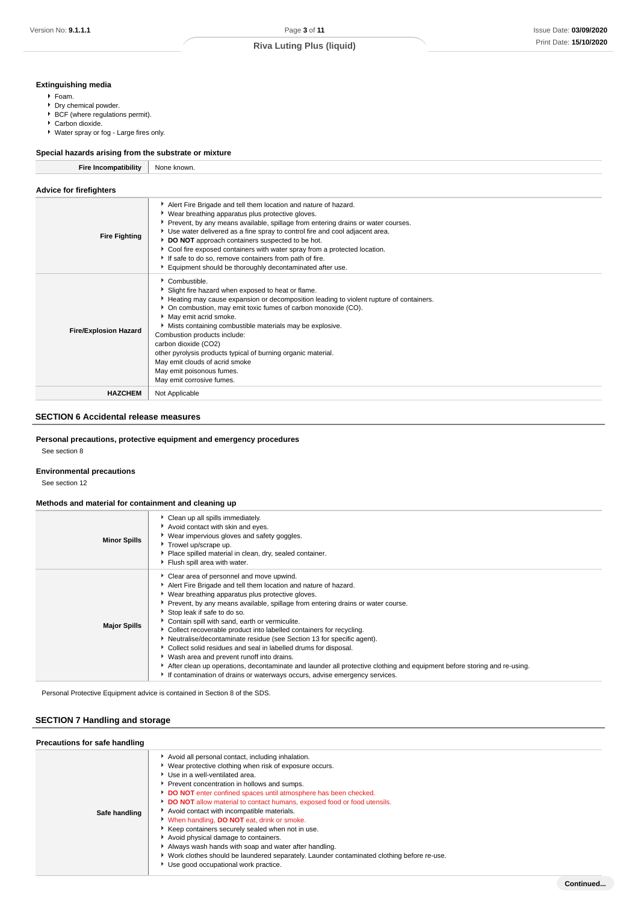### Extinguishing media

- Foam.
- Dry chemical powder.
- BCF (where regulations permit).
- Carbon dioxide.
- Water spray or fog - Large fires only.

### Special hazards arising from the substrate or mixture

| Fire Incompatibility | None known. |
|---|---|

### Advice for firefighters

| | |
|---|---|
| **Fire Fighting** | - Alert Fire Brigade and tell them location and nature of hazard.<br>- Wear breathing apparatus plus protective gloves.<br>- Prevent, by any means available, spillage from entering drains or water courses.<br>- Use water delivered as a fine spray to control fire and cool adjacent area.<br>- **DO NOT** approach containers suspected to be hot.<br>- Cool fire exposed containers with water spray from a protected location.<br>- If safe to do so, remove containers from path of fire.<br>- Equipment should be thoroughly decontaminated after use. |
| **Fire/Explosion Hazard** | - Combustible.<br>- Slight fire hazard when exposed to heat or flame.<br>- Heating may cause expansion or decomposition leading to violent rupture of containers.<br>- On combustion, may emit toxic fumes of carbon monoxide (CO).<br>- May emit acrid smoke.<br>- Mists containing combustible materials may be explosive.<br>Combustion products include:<br>carbon dioxide ($CO_2$)<br>other pyrolysis products typical of burning organic material.<br>May emit clouds of acrid smoke<br>May emit poisonous fumes.<br>May emit corrosive fumes. |
| **HAZCHEM** | Not Applicable |

## SECTION 6 Accidental release measures

### Personal precautions, protective equipment and emergency procedures

See section 8

### Environmental precautions

See section 12

### Methods and material for containment and cleaning up

| | |
|---|---|
| **Minor Spills** | - Clean up all spills immediately.<br>- Avoid contact with skin and eyes.<br>- Wear impervious gloves and safety goggles.<br>- Trowel up/scrape up.<br>- Place spilled material in clean, dry, sealed container.<br>- Flush spill area with water. |
| **Major Spills** | - Clear area of personnel and move upwind.<br>- Alert Fire Brigade and tell them location and nature of hazard.<br>- Wear breathing apparatus plus protective gloves.<br>- Prevent, by any means available, spillage from entering drains or water course.<br>- Stop leak if safe to do so.<br>- Contain spill with sand, earth or vermiculite.<br>- Collect recoverable product into labelled containers for recycling.<br>- Neutralise/decontaminate residue (see Section 13 for specific agent).<br>- Collect solid residues and seal in labelled drums for disposal.<br>- Wash area and prevent runoff into drains.<br>- After clean up operations, decontaminate and launder all protective clothing and equipment before storing and re-using.<br>- If contamination of drains or waterways occurs, advise emergency services. |

Personal Protective Equipment advice is contained in Section 8 of the SDS.

## SECTION 7 Handling and storage

### Precautions for safe handling

| | |
|---|---|
| **Safe handling** | - Avoid all personal contact, including inhalation.<br>- Wear protective clothing when risk of exposure occurs.<br>- Use in a well-ventilated area.<br>- Prevent concentration in hollows and sumps.<br>- **DO NOT** enter confined spaces until atmosphere has been checked.<br>- **DO NOT** allow material to contact humans, exposed food or food utensils.<br>- Avoid contact with incompatible materials.<br>- When handling, **DO NOT** eat, drink or smoke.<br>- Keep containers securely sealed when not in use.<br>- Avoid physical damage to containers.<br>- Always wash hands with soap and water after handling.<br>- Work clothes should be laundered separately. Launder contaminated clothing before re-use.<br>- Use good occupational work practice. |

Continued...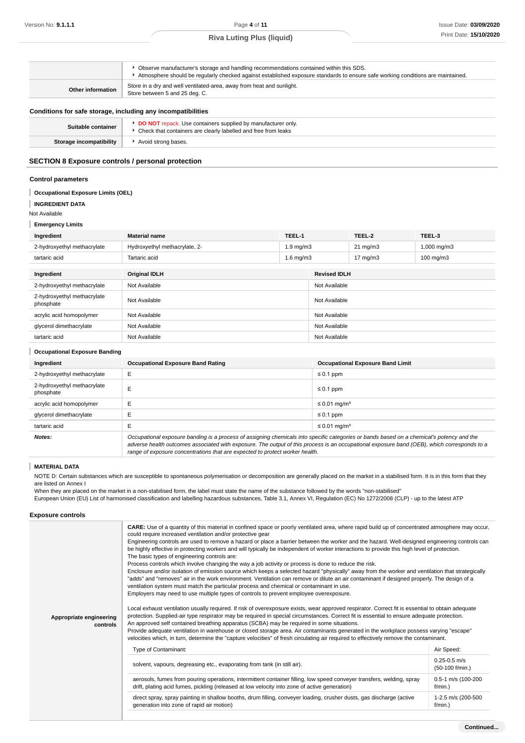| | |
|---|---|
| | ▸ Observe manufacturer's storage and handling recommendations contained within this SDS.<br>▸ Atmosphere should be regularly checked against established exposure standards to ensure safe working conditions are maintained. |
| **Other information** | Store in a dry and well ventilated-area, away from heat and sunlight.<br>Store between 5 and 25 deg. C. |

### Conditions for safe storage, including any incompatibilities

| | |
|---|---|
| **Suitable container** | ▸ **DO NOT** repack. Use containers supplied by manufacturer only.<br>▸ Check that containers are clearly labelled and free from leaks |
| **Storage incompatibility** | ▸ Avoid strong bases. |

## SECTION 8 Exposure controls / personal protection

### Control parameters

**Occupational Exposure Limits (OEL)**

**INGREDIENT DATA**

Not Available

**Emergency Limits**

| Ingredient | Material name | TEEL-1 | TEEL-2 | TEEL-3 |
|---|---|---|---|---|
| 2-hydroxyethyl methacrylate | Hydroxyethyl methacrylate, 2- | 1.9 mg/m3 | 21 mg/m3 | 1,000 mg/m3 |
| tartaric acid | Tartaric acid | 1.6 mg/m3 | 17 mg/m3 | 100 mg/m3 |

| Ingredient | Original IDLH | Revised IDLH |
|---|---|---|
| 2-hydroxyethyl methacrylate | Not Available | Not Available |
| 2-hydroxyethyl methacrylate phosphate | Not Available | Not Available |
| acrylic acid homopolymer | Not Available | Not Available |
| glycerol dimethacrylate | Not Available | Not Available |
| tartaric acid | Not Available | Not Available |

**Occupational Exposure Banding**

| Ingredient | Occupational Exposure Band Rating | Occupational Exposure Band Limit |
|---|---|---|
| 2-hydroxyethyl methacrylate | E | ≤ 0.1 ppm |
| 2-hydroxyethyl methacrylate phosphate | E | ≤ 0.1 ppm |
| acrylic acid homopolymer | E | ≤ 0.01 mg/m³ |
| glycerol dimethacrylate | E | ≤ 0.1 ppm |
| tartaric acid | E | ≤ 0.01 mg/m³ |
| ***Notes:*** | *Occupational exposure banding is a process of assigning chemicals into specific categories or bands based on a chemical's potency and the adverse health outcomes associated with exposure. The output of this process is an occupational exposure band (OEB), which corresponds to a range of exposure concentrations that are expected to protect worker health.* | |

**MATERIAL DATA**

NOTE D: Certain substances which are susceptible to spontaneous polymerisation or decomposition are generally placed on the market in a stabilised form. It is in this form that they are listed on Annex I
When they are placed on the market in a non-stabilised form, the label must state the name of the substance followed by the words "non-stabilised"
European Union (EU) List of harmonised classification and labelling hazardous substances, Table 3.1, Annex VI, Regulation (EC) No 1272/2008 (CLP) - up to the latest ATP

### Exposure controls

**Appropriate engineering controls**

**CARE:** Use of a quantity of this material in confined space or poorly ventilated area, where rapid build up of concentrated atmosphere may occur, could require increased ventilation and/or protective gear
Engineering controls are used to remove a hazard or place a barrier between the worker and the hazard. Well-designed engineering controls can be highly effective in protecting workers and will typically be independent of worker interactions to provide this high level of protection.
The basic types of engineering controls are:
Process controls which involve changing the way a job activity or process is done to reduce the risk.
Enclosure and/or isolation of emission source which keeps a selected hazard "physically" away from the worker and ventilation that strategically "adds" and "removes" air in the work environment. Ventilation can remove or dilute an air contaminant if designed properly. The design of a ventilation system must match the particular process and chemical or contaminant in use.
Employers may need to use multiple types of controls to prevent employee overexposure.

Local exhaust ventilation usually required. If risk of overexposure exists, wear approved respirator. Correct fit is essential to obtain adequate protection. Supplied-air type respirator may be required in special circumstances. Correct fit is essential to ensure adequate protection.
An approved self contained breathing apparatus (SCBA) may be required in some situations.
Provide adequate ventilation in warehouse or closed storage area. Air contaminants generated in the workplace possess varying "escape" velocities which, in turn, determine the "capture velocities" of fresh circulating air required to effectively remove the contaminant.

| Type of Contaminant: | Air Speed: |
|---|---|
| solvent, vapours, degreasing etc., evaporating from tank (in still air). | 0.25-0.5 m/s (50-100 f/min.) |
| aerosols, fumes from pouring operations, intermittent container filling, low speed conveyer transfers, welding, spray drift, plating acid fumes, pickling (released at low velocity into zone of active generation) | 0.5-1 m/s (100-200 f/min.) |
| direct spray, spray painting in shallow booths, drum filling, conveyer loading, crusher dusts, gas discharge (active generation into zone of rapid air motion) | 1-2.5 m/s (200-500 f/min.) |

**Continued...**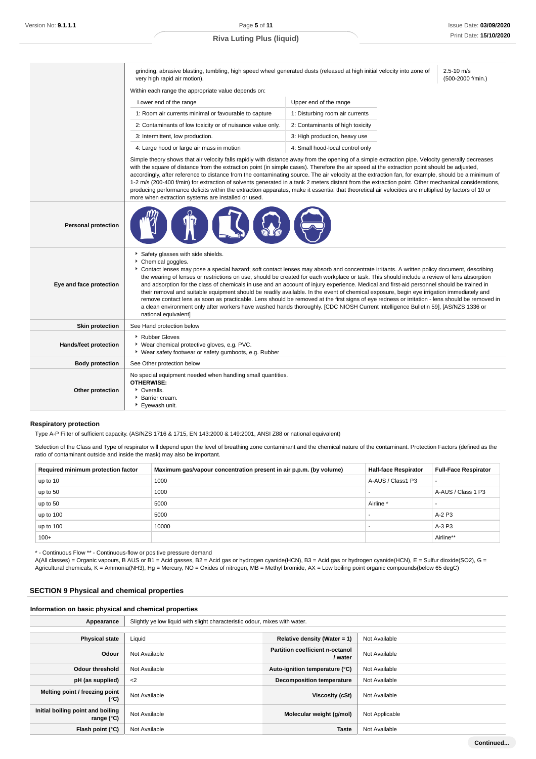| | | |
|---|---|---|
| | grinding, abrasive blasting, tumbling, high speed wheel generated dusts (released at high initial velocity into zone of very high rapid air motion). | 2.5-10 m/s (500-2000 f/min.) |

Within each range the appropriate value depends on:

| Lower end of the range | Upper end of the range |
|---|---|
| 1: Room air currents minimal or favourable to capture | 1: Disturbing room air currents |
| 2: Contaminants of low toxicity or of nuisance value only. | 2: Contaminants of high toxicity |
| 3: Intermittent, low production. | 3: High production, heavy use |
| 4: Large hood or large air mass in motion | 4: Small hood-local control only |

Simple theory shows that air velocity falls rapidly with distance away from the opening of a simple extraction pipe. Velocity generally decreases with the square of distance from the extraction point (in simple cases). Therefore the air speed at the extraction point should be adjusted, accordingly, after reference to distance from the contaminating source. The air velocity at the extraction fan, for example, should be a minimum of 1-2 m/s (200-400 f/min) for extraction of solvents generated in a tank 2 meters distant from the extraction point. Other mechanical considerations, producing performance deficits within the extraction apparatus, make it essential that theoretical air velocities are multiplied by factors of 10 or more when extraction systems are installed or used.

| | |
|---|---|
| **Personal protection** | |
| **Eye and face protection** | - Safety glasses with side shields.<br>- Chemical goggles.<br>- Contact lenses may pose a special hazard; soft contact lenses may absorb and concentrate irritants. A written policy document, describing the wearing of lenses or restrictions on use, should be created for each workplace or task. This should include a review of lens absorption and adsorption for the class of chemicals in use and an account of injury experience. Medical and first-aid personnel should be trained in their removal and suitable equipment should be readily available. In the event of chemical exposure, begin eye irrigation immediately and remove contact lens as soon as practicable. Lens should be removed at the first signs of eye redness or irritation - lens should be removed in a clean environment only after workers have washed hands thoroughly. [CDC NIOSH Current Intelligence Bulletin 59], [AS/NZS 1336 or national equivalent] |
| **Skin protection** | See Hand protection below |
| **Hands/feet protection** | - Rubber Gloves<br>- Wear chemical protective gloves, e.g. PVC.<br>- Wear safety footwear or safety gumboots, e.g. Rubber |
| **Body protection** | See Other protection below |
| **Other protection** | No special equipment needed when handling small quantities.<br>**OTHERWISE:**<br>- Overalls.<br>- Barrier cream.<br>- Eyewash unit. |

### Respiratory protection

Type A-P Filter of sufficient capacity. (AS/NZS 1716 & 1715, EN 143:2000 & 149:2001, ANSI Z88 or national equivalent)

Selection of the Class and Type of respirator will depend upon the level of breathing zone contaminant and the chemical nature of the contaminant. Protection Factors (defined as the ratio of contaminant outside and inside the mask) may also be important.

| Required minimum protection factor | Maximum gas/vapour concentration present in air p.p.m. (by volume) | Half-face Respirator | Full-Face Respirator |
|---|---|---|---|
| up to 10 | 1000 | A-AUS / Class1 P3 | - |
| up to 50 | 1000 | - | A-AUS / Class 1 P3 |
| up to 50 | 5000 | Airline * | - |
| up to 100 | 5000 | - | A-2 P3 |
| up to 100 | 10000 | - | A-3 P3 |
| 100+ | | | Airline** |

* - Continuous Flow ** - Continuous-flow or positive pressure demand
A(All classes) = Organic vapours, B AUS or B1 = Acid gasses, B2 = Acid gas or hydrogen cyanide(HCN), B3 = Acid gas or hydrogen cyanide(HCN), E = Sulfur dioxide($SO_2$), G = Agricultural chemicals, K = Ammonia($NH_3$), Hg = Mercury, NO = Oxides of nitrogen, MB = Methyl bromide, AX = Low boiling point organic compounds(below 65 degC)

## SECTION 9 Physical and chemical properties

### Information on basic physical and chemical properties

| | | | |
|---|---|---|---|
| **Appearance** | Slightly yellow liquid with slight characteristic odour, mixes with water. | | |
| **Physical state** | Liquid | **Relative density (Water = 1)** | Not Available |
| **Odour** | Not Available | **Partition coefficient n-octanol / water** | Not Available |
| **Odour threshold** | Not Available | **Auto-ignition temperature (°C)** | Not Available |
| **pH (as supplied)** | <2 | **Decomposition temperature** | Not Available |
| **Melting point / freezing point (°C)** | Not Available | **Viscosity (cSt)** | Not Available |
| **Initial boiling point and boiling range (°C)** | Not Available | **Molecular weight (g/mol)** | Not Applicable |
| **Flash point (°C)** | Not Available | **Taste** | Not Available |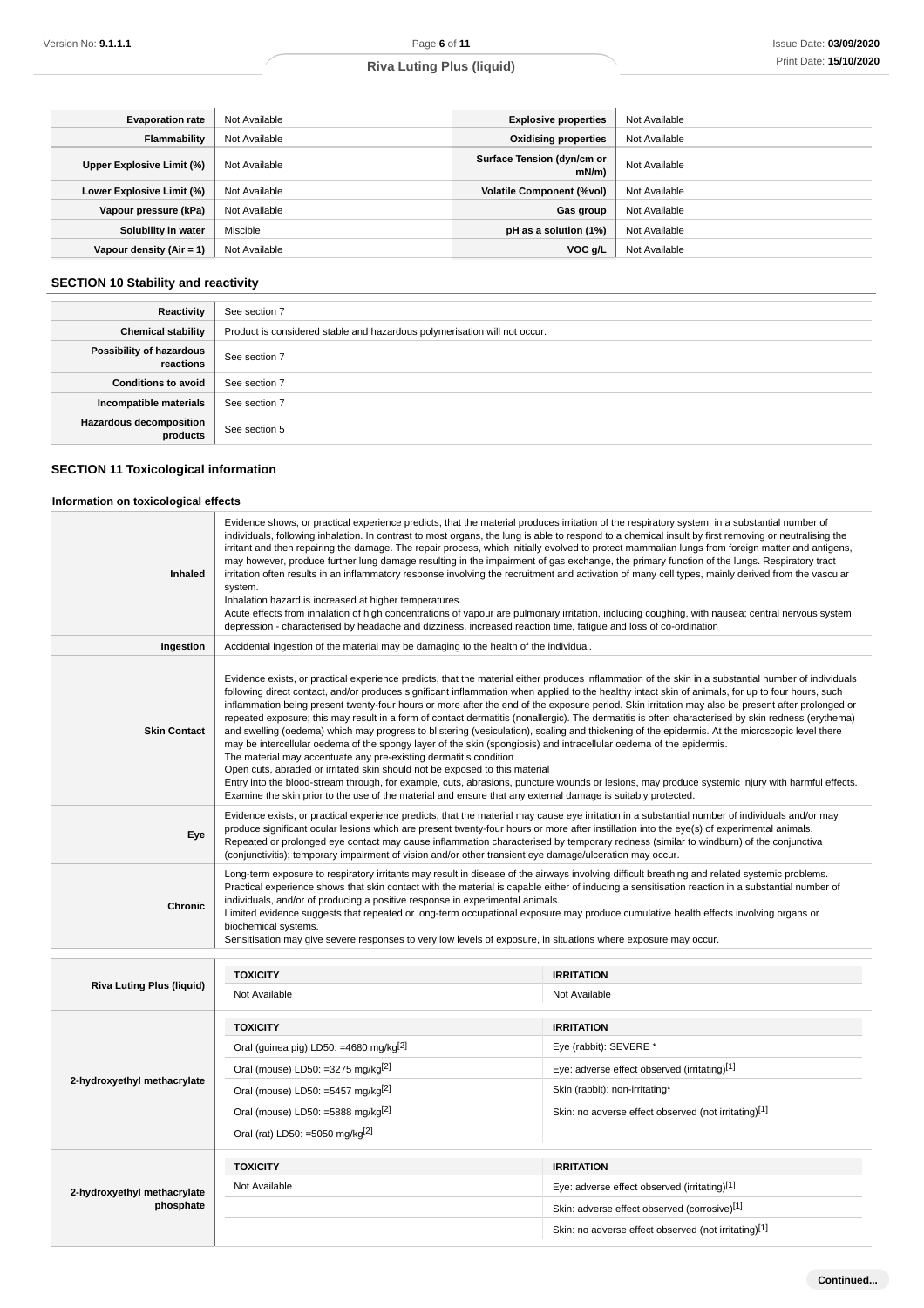| | | | |
|---|---|---|---|
| **Evaporation rate** | Not Available | **Explosive properties** | Not Available |
| **Flammability** | Not Available | **Oxidising properties** | Not Available |
| **Upper Explosive Limit (%)** | Not Available | **Surface Tension (dyn/cm or mN/m)** | Not Available |
| **Lower Explosive Limit (%)** | Not Available | **Volatile Component (%vol)** | Not Available |
| **Vapour pressure (kPa)** | Not Available | **Gas group** | Not Available |
| **Solubility in water** | Miscible | **pH as a solution (1%)** | Not Available |
| **Vapour density (Air = 1)** | Not Available | **VOC g/L** | Not Available |

## SECTION 10 Stability and reactivity

| | |
|---|---|
| **Reactivity** | See section 7 |
| **Chemical stability** | Product is considered stable and hazardous polymerisation will not occur. |
| **Possibility of hazardous reactions** | See section 7 |
| **Conditions to avoid** | See section 7 |
| **Incompatible materials** | See section 7 |
| **Hazardous decomposition products** | See section 5 |

## SECTION 11 Toxicological information

### Information on toxicological effects

| | |
|---|---|
| **Inhaled** | Evidence shows, or practical experience predicts, that the material produces irritation of the respiratory system, in a substantial number of individuals, following inhalation. In contrast to most organs, the lung is able to respond to a chemical insult by first removing or neutralising the irritant and then repairing the damage. The repair process, which initially evolved to protect mammalian lungs from foreign matter and antigens, may however, produce further lung damage resulting in the impairment of gas exchange, the primary function of the lungs. Respiratory tract irritation often results in an inflammatory response involving the recruitment and activation of many cell types, mainly derived from the vascular system.<br>Inhalation hazard is increased at higher temperatures.<br>Acute effects from inhalation of high concentrations of vapour are pulmonary irritation, including coughing, with nausea; central nervous system depression - characterised by headache and dizziness, increased reaction time, fatigue and loss of co-ordination |
| **Ingestion** | Accidental ingestion of the material may be damaging to the health of the individual. |
| **Skin Contact** | Evidence exists, or practical experience predicts, that the material either produces inflammation of the skin in a substantial number of individuals following direct contact, and/or produces significant inflammation when applied to the healthy intact skin of animals, for up to four hours, such inflammation being present twenty-four hours or more after the end of the exposure period. Skin irritation may also be present after prolonged or repeated exposure; this may result in a form of contact dermatitis (nonallergic). The dermatitis is often characterised by skin redness (erythema) and swelling (oedema) which may progress to blistering (vesiculation), scaling and thickening of the epidermis. At the microscopic level there may be intercellular oedema of the spongy layer of the skin (spongiosis) and intracellular oedema of the epidermis.<br>The material may accentuate any pre-existing dermatitis condition<br>Open cuts, abraded or irritated skin should not be exposed to this material<br>Entry into the blood-stream through, for example, cuts, abrasions, puncture wounds or lesions, may produce systemic injury with harmful effects. Examine the skin prior to the use of the material and ensure that any external damage is suitably protected. |
| **Eye** | Evidence exists, or practical experience predicts, that the material may cause eye irritation in a substantial number of individuals and/or may produce significant ocular lesions which are present twenty-four hours or more after instillation into the eye(s) of experimental animals.<br>Repeated or prolonged eye contact may cause inflammation characterised by temporary redness (similar to windburn) of the conjunctiva (conjunctivitis); temporary impairment of vision and/or other transient eye damage/ulceration may occur. |
| **Chronic** | Long-term exposure to respiratory irritants may result in disease of the airways involving difficult breathing and related systemic problems.<br>Practical experience shows that skin contact with the material is capable either of inducing a sensitisation reaction in a substantial number of individuals, and/or of producing a positive response in experimental animals.<br>Limited evidence suggests that repeated or long-term occupational exposure may produce cumulative health effects involving organs or biochemical systems.<br>Sensitisation may give severe responses to very low levels of exposure, in situations where exposure may occur. |

| | TOXICITY | IRRITATION |
|---|---|---|
| **Riva Luting Plus (liquid)** | Not Available | Not Available |
| **2-hydroxyethyl methacrylate** | **TOXICITY** | **IRRITATION** |
| | Oral (guinea pig) LD50: =4680 mg/kg[2] | Eye (rabbit): SEVERE * |
| | Oral (mouse) LD50: =3275 mg/kg[2] | Eye: adverse effect observed (irritating)[1] |
| | Oral (mouse) LD50: =5457 mg/kg[2] | Skin (rabbit): non-irritating* |
| | Oral (mouse) LD50: =5888 mg/kg[2] | Skin: no adverse effect observed (not irritating)[1] |
| | Oral (rat) LD50: =5050 mg/kg[2] | |
| **2-hydroxyethyl methacrylate phosphate** | **TOXICITY** | **IRRITATION** |
| | Not Available | Eye: adverse effect observed (irritating)[1] |
| | | Skin: adverse effect observed (corrosive)[1] |
| | | Skin: no adverse effect observed (not irritating)[1] |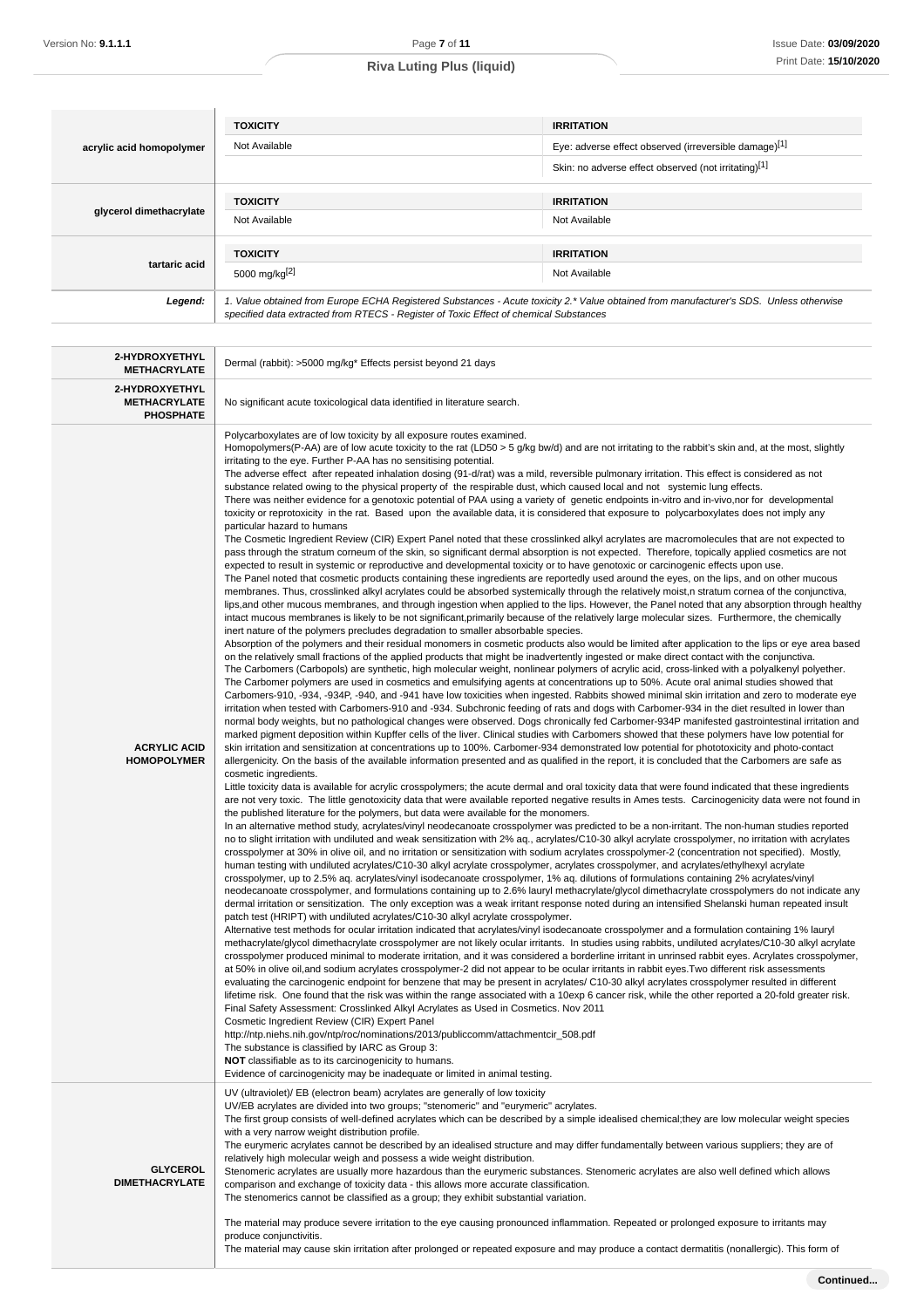| | TOXICITY | IRRITATION |
|---|---|---|
| **acrylic acid homopolymer** | Not Available | Eye: adverse effect observed (irreversible damage)[1] |
| | | Skin: no adverse effect observed (not irritating)[1] |
| **glycerol dimethacrylate** | **TOXICITY** | **IRRITATION** |
| | Not Available | Not Available |
| **tartaric acid** | **TOXICITY** | **IRRITATION** |
| | 5000 mg/kg[2] | Not Available |
| ***Legend:*** | *1. Value obtained from Europe ECHA Registered Substances - Acute toxicity 2.* Value obtained from manufacturer's SDS. Unless otherwise specified data extracted from RTECS - Register of Toxic Effect of chemical Substances* | |

| | |
|---|---|
| **2-HYDROXYETHYL METHACRYLATE** | Dermal (rabbit): >5000 mg/kg* Effects persist beyond 21 days |
| **2-HYDROXYETHYL METHACRYLATE PHOSPHATE** | No significant acute toxicological data identified in literature search. |
| **ACRYLIC ACID HOMOPOLYMER** | Polycarboxylates are of low toxicity by all exposure routes examined.<br>Homopolymers(P-AA) are of low acute toxicity to the rat (LD50 > 5 g/kg bw/d) and are not irritating to the rabbit's skin and, at the most, slightly irritating to the eye. Further P-AA has no sensitising potential.<br>The adverse effect after repeated inhalation dosing (91-d/rat) was a mild, reversible pulmonary irritation. This effect is considered as not substance related owing to the physical property of the respirable dust, which caused local and not systemic lung effects.<br>There was neither evidence for a genotoxic potential of PAA using a variety of genetic endpoints in-vitro and in-vivo,nor for developmental toxicity or reprotoxicity in the rat. Based upon the available data, it is considered that exposure to polycarboxylates does not imply any particular hazard to humans<br>The Cosmetic Ingredient Review (CIR) Expert Panel noted that these crosslinked alkyl acrylates are macromolecules that are not expected to pass through the stratum corneum of the skin, so significant dermal absorption is not expected. Therefore, topically applied cosmetics are not expected to result in systemic or reproductive and developmental toxicity or to have genotoxic or carcinogenic effects upon use.<br>The Panel noted that cosmetic products containing these ingredients are reportedly used around the eyes, on the lips, and on other mucous membranes. Thus, crosslinked alkyl acrylates could be absorbed systemically through the relatively moist,n stratum cornea of the conjunctiva, lips,and other mucous membranes, and through ingestion when applied to the lips. However, the Panel noted that any absorption through healthy intact mucous membranes is likely to be not significant,primarily because of the relatively large molecular sizes. Furthermore, the chemically inert nature of the polymers precludes degradation to smaller absorbable species.<br>Absorption of the polymers and their residual monomers in cosmetic products also would be limited after application to the lips or eye area based on the relatively small fractions of the applied products that might be inadvertently ingested or make direct contact with the conjunctiva.<br>The Carbomers (Carbopols) are synthetic, high molecular weight, nonlinear polymers of acrylic acid, cross-linked with a polyalkenyl polyether. The Carbomer polymers are used in cosmetics and emulsifying agents at concentrations up to 50%. Acute oral animal studies showed that Carbomers-910, -934, -934P, -940, and -941 have low toxicities when ingested. Rabbits showed minimal skin irritation and zero to moderate eye irritation when tested with Carbomers-910 and -934. Subchronic feeding of rats and dogs with Carbomer-934 in the diet resulted in lower than normal body weights, but no pathological changes were observed. Dogs chronically fed Carbomer-934P manifested gastrointestinal irritation and marked pigment deposition within Kupffer cells of the liver. Clinical studies with Carbomers showed that these polymers have low potential for skin irritation and sensitization at concentrations up to 100%. Carbomer-934 demonstrated low potential for phototoxicity and photo-contact allergenicity. On the basis of the available information presented and as qualified in the report, it is concluded that the Carbomers are safe as cosmetic ingredients.<br>Little toxicity data is available for acrylic crosspolymers; the acute dermal and oral toxicity data that were found indicated that these ingredients are not very toxic. The little genotoxicity data that were available reported negative results in Ames tests. Carcinogenicity data were not found in the published literature for the polymers, but data were available for the monomers.<br>In an alternative method study, acrylates/vinyl neodecanoate crosspolymer was predicted to be a non-irritant. The non-human studies reported no to slight irritation with undiluted and weak sensitization with 2% aq., acrylates/C10-30 alkyl acrylate crosspolymer, no irritation with acrylates crosspolymer at 30% in olive oil, and no irritation or sensitization with sodium acrylates crosspolymer-2 (concentration not specified). Mostly, human testing with undiluted acrylates/C10-30 alkyl acrylate crosspolymer, acrylates crosspolymer, and acrylates/ethylhexyl acrylate crosspolymer, up to 2.5% aq. acrylates/vinyl isodecanoate crosspolymer, 1% aq. dilutions of formulations containing 2% acrylates/vinyl neodecanoate crosspolymer, and formulations containing up to 2.6% lauryl methacrylate/glycol dimethacrylate crosspolymers do not indicate any dermal irritation or sensitization. The only exception was a weak irritant response noted during an intensified Shelanski human repeated insult patch test (HRIPT) with undiluted acrylates/C10-30 alkyl acrylate crosspolymer.<br>Alternative test methods for ocular irritation indicated that acrylates/vinyl isodecanoate crosspolymer and a formulation containing 1% lauryl methacrylate/glycol dimethacrylate crosspolymer are not likely ocular irritants. In studies using rabbits, undiluted acrylates/C10-30 alkyl acrylate crosspolymer produced minimal to moderate irritation, and it was considered a borderline irritant in unrinsed rabbit eyes. Acrylates crosspolymer, at 50% in olive oil,and sodium acrylates crosspolymer-2 did not appear to be ocular irritants in rabbit eyes.Two different risk assessments evaluating the carcinogenic endpoint for benzene that may be present in acrylates/ C10-30 alkyl acrylates crosspolymer resulted in different lifetime risk. One found that the risk was within the range associated with a 10exp 6 cancer risk, while the other reported a 20-fold greater risk.<br>Final Safety Assessment: Crosslinked Alkyl Acrylates as Used in Cosmetics. Nov 2011<br>Cosmetic Ingredient Review (CIR) Expert Panel<br>http://ntp.niehs.nih.gov/ntp/roc/nominations/2013/publiccomm/attachmentcir_508.pdf<br>The substance is classified by IARC as Group 3:<br>**NOT** classifiable as to its carcinogenicity to humans.<br>Evidence of carcinogenicity may be inadequate or limited in animal testing. |
| **GLYCEROL DIMETHACRYLATE** | UV (ultraviolet)/ EB (electron beam) acrylates are generally of low toxicity<br>UV/EB acrylates are divided into two groups; "stenomeric" and "eurymeric" acrylates.<br>The first group consists of well-defined acrylates which can be described by a simple idealised chemical;they are low molecular weight species with a very narrow weight distribution profile.<br>The eurymeric acrylates cannot be described by an idealised structure and may differ fundamentally between various suppliers; they are of relatively high molecular weigh and possess a wide weight distribution.<br>Stenomeric acrylates are usually more hazardous than the eurymeric substances. Stenomeric acrylates are also well defined which allows comparison and exchange of toxicity data - this allows more accurate classification.<br>The stenomerics cannot be classified as a group; they exhibit substantial variation.<br><br>The material may produce severe irritation to the eye causing pronounced inflammation. Repeated or prolonged exposure to irritants may produce conjunctivitis.<br>The material may cause skin irritation after prolonged or repeated exposure and may produce a contact dermatitis (nonallergic). This form of |

**Continued...**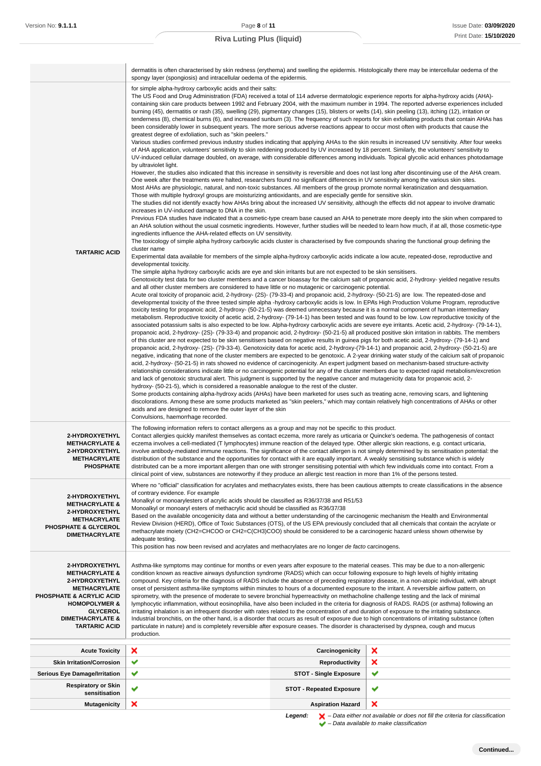| | |
|---|---|
| | dermatitis is often characterised by skin redness (erythema) and swelling the epidermis. Histologically there may be intercellular oedema of the spongy layer (spongiosis) and intracellular oedema of the epidermis. |
| **TARTARIC ACID** | for simple alpha-hydroxy carboxylic acids and their salts:<br>The US Food and Drug Administration (FDA) received a total of 114 adverse dermatologic experience reports for alpha-hydroxy acids (AHA)-containing skin care products between 1992 and February 2004, with the maximum number in 1994. The reported adverse experiences included burning (45), dermatitis or rash (35), swelling (29), pigmentary changes (15), blisters or welts (14), skin peeling (13), itching (12), irritation or tenderness (8), chemical burns (6), and increased sunburn (3). The frequency of such reports for skin exfoliating products that contain AHAs has been considerably lower in subsequent years. The more serious adverse reactions appear to occur most often with products that cause the greatest degree of exfoliation, such as "skin peelers."<br>Various studies confirmed previous industry studies indicating that applying AHAs to the skin results in increased UV sensitivity. After four weeks of AHA application, volunteers' sensitivity to skin reddening produced by UV increased by 18 percent. Similarly, the volunteers' sensitivity to UV-induced cellular damage doubled, on average, with considerable differences among individuals. Topical glycolic acid enhances photodamage by ultraviolet light.<br>However, the studies also indicated that this increase in sensitivity is reversible and does not last long after discontinuing use of the AHA cream. One week after the treatments were halted, researchers found no significant differences in UV sensitivity among the various skin sites.<br>Most AHAs are physiologic, natural, and non-toxic substances. All members of the group promote normal keratinization and desquamation. Those with multiple hydroxyl groups are moisturizing antioxidants, and are especially gentle for sensitive skin.<br>The studies did not identify exactly how AHAs bring about the increased UV sensitivity, although the effects did not appear to involve dramatic increases in UV-induced damage to DNA in the skin.<br>Previous FDA studies have indicated that a cosmetic-type cream base caused an AHA to penetrate more deeply into the skin when compared to an AHA solution without the usual cosmetic ingredients. However, further studies will be needed to learn how much, if at all, those cosmetic-type ingredients influence the AHA-related effects on UV sensitivity.<br>The toxicology of simple alpha hydroxy carboxylic acids cluster is characterised by five compounds sharing the functional group defining the cluster name<br>Experimental data available for members of the simple alpha-hydroxy carboxylic acids indicate a low acute, repeated-dose, reproductive and developmental toxicity.<br>The simple alpha hydroxy carboxylic acids are eye and skin irritants but are not expected to be skin sensitisers.<br>Genotoxicity test data for two cluster members and a cancer bioassay for the calcium salt of propanoic acid, 2-hydroxy- yielded negative results and all other cluster members are considered to have little or no mutagenic or carcinogenic potential.<br>Acute oral toxicity of propanoic acid, 2-hydroxy- (2S)- (79-33-4) and propanoic acid, 2-hydroxy- (50-21-5) are low. The repeated-dose and developmental toxicity of the three tested simple alpha -hydroxy carboxylic acids is low. In EPAs High Production Volume Program, reproductive toxicity testing for propanoic acid, 2-hydroxy- (50-21-5) was deemed unnecessary because it is a normal component of human intermediary metabolism. Reproductive toxicity of acetic acid, 2-hydroxy- (79-14-1) has been tested and was found to be low. Low reproductive toxicity of the associated potassium salts is also expected to be low. Alpha-hydroxy carboxylic acids are severe eye irritants. Acetic acid, 2-hydroxy- (79-14-1), propanoic acid, 2-hydroxy- (2S)- (79-33-4) and propanoic acid, 2-hydroxy- (50-21-5) all produced positive skin irritation in rabbits. The members of this cluster are not expected to be skin sensitisers based on negative results in guinea pigs for both acetic acid, 2-hydroxy- (79-14-1) and propanoic acid, 2-hydroxy- (2S)- (79-33-4). Genotoxicity data for acetic acid, 2-hydroxy-(79-14-1) and propanoic acid, 2-hydroxy- (50-21-5) are negative, indicating that none of the cluster members are expected to be genotoxic. A 2-year drinking water study of the calcium salt of propanoic acid, 2-hydroxy- (50-21-5) in rats showed no evidence of carcinogenicity. An expert judgment based on mechanism-based structure-activity relationship considerations indicate little or no carcinogenic potential for any of the cluster members due to expected rapid metabolism/excretion and lack of genotoxic structural alert. This judgment is supported by the negative cancer and mutagenicity data for propanoic acid, 2-hydroxy- (50-21-5), which is considered a reasonable analogue to the rest of the cluster.<br>Some products containing alpha-hydroxy acids (AHAs) have been marketed for uses such as treating acne, removing scars, and lightening discolorations. Among these are some products marketed as "skin peelers," which may contain relatively high concentrations of AHAs or other acids and are designed to remove the outer layer of the skin<br>Convulsions, haemorrhage recorded. |
| **2-HYDROXYETHYL METHACRYLATE & 2-HYDROXYETHYL METHACRYLATE PHOSPHATE** | The following information refers to contact allergens as a group and may not be specific to this product.<br>Contact allergies quickly manifest themselves as contact eczema, more rarely as urticaria or Quincke's oedema. The pathogenesis of contact eczema involves a cell-mediated (T lymphocytes) immune reaction of the delayed type. Other allergic skin reactions, e.g. contact urticaria, involve antibody-mediated immune reactions. The significance of the contact allergen is not simply determined by its sensitisation potential: the distribution of the substance and the opportunities for contact with it are equally important. A weakly sensitising substance which is widely distributed can be a more important allergen than one with stronger sensitising potential with which few individuals come into contact. From a clinical point of view, substances are noteworthy if they produce an allergic test reaction in more than 1% of the persons tested. |
| **2-HYDROXYETHYL METHACRYLATE & 2-HYDROXYETHYL METHACRYLATE PHOSPHATE & GLYCEROL DIMETHACRYLATE** | Where no "official" classification for acrylates and methacrylates exists, there has been cautious attempts to create classifications in the absence of contrary evidence. For example<br>Monalkyl or monoarylesters of acrylic acids should be classified as R36/37/38 and R51/53<br>Monoalkyl or monoaryl esters of methacrylic acid should be classified as R36/37/38<br>Based on the available oncogenicity data and without a better understanding of the carcinogenic mechanism the Health and Environmental Review Division (HERD), Office of Toxic Substances (OTS), of the US EPA previously concluded that all chemicals that contain the acrylate or methacrylate moiety (CH2=CHCOO or CH2=C(CH3)COO) should be considered to be a carcinogenic hazard unless shown otherwise by adequate testing.<br>This position has now been revised and acrylates and methacrylates are no longer *de facto* carcinogens. |
| **2-HYDROXYETHYL METHACRYLATE & 2-HYDROXYETHYL METHACRYLATE PHOSPHATE & ACRYLIC ACID HOMOPOLYMER & GLYCEROL DIMETHACRYLATE & TARTARIC ACID** | Asthma-like symptoms may continue for months or even years after exposure to the material ceases. This may be due to a non-allergenic condition known as reactive airways dysfunction syndrome (RADS) which can occur following exposure to high levels of highly irritating compound. Key criteria for the diagnosis of RADS include the absence of preceding respiratory disease, in a non-atopic individual, with abrupt onset of persistent asthma-like symptoms within minutes to hours of a documented exposure to the irritant. A reversible airflow pattern, on spirometry, with the presence of moderate to severe bronchial hyperreactivity on methacholine challenge testing and the lack of minimal lymphocytic inflammation, without eosinophilia, have also been included in the criteria for diagnosis of RADS. RADS (or asthma) following an irritating inhalation is an infrequent disorder with rates related to the concentration of and duration of exposure to the irritating substance. Industrial bronchitis, on the other hand, is a disorder that occurs as result of exposure due to high concentrations of irritating substance (often particulate in nature) and is completely reversible after exposure ceases. The disorder is characterised by dyspnea, cough and mucus production. |

| | | | |
|---|---|---|---|
| **Acute Toxicity** | ✘ | **Carcinogenicity** | ✘ |
| **Skin Irritation/Corrosion** | ✔ | **Reproductivity** | ✘ |
| **Serious Eye Damage/Irritation** | ✔ | **STOT - Single Exposure** | ✔ |
| **Respiratory or Skin sensitisation** | ✔ | **STOT - Repeated Exposure** | ✔ |
| **Mutagenicity** | ✘ | **Aspiration Hazard** | ✘ |

***Legend:*** ✘ *– Data either not available or does not fill the criteria for classification*
✔ *– Data available to make classification*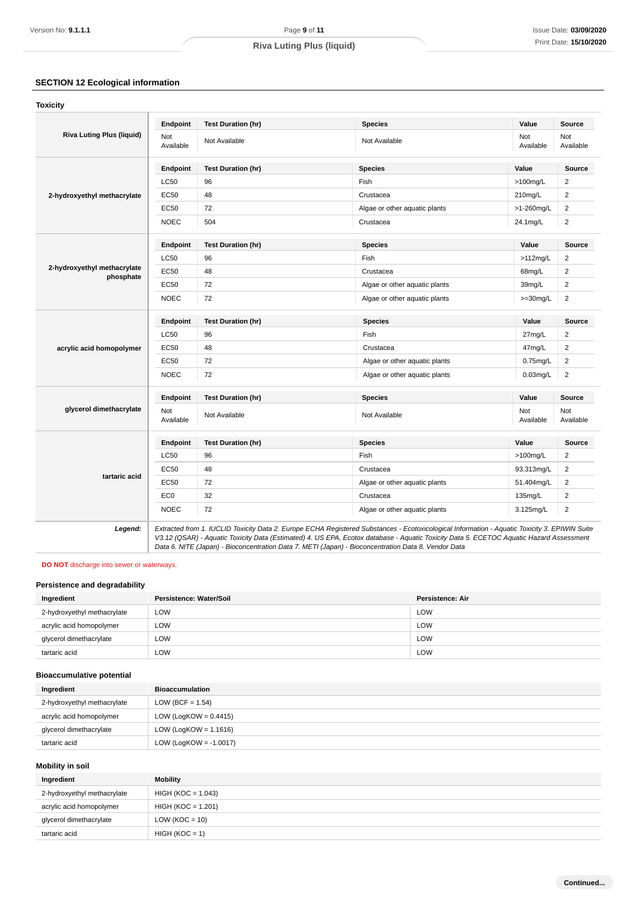## SECTION 12 Ecological information

### Toxicity

| Riva Luting Plus (liquid) | Endpoint | Test Duration (hr) | Species | Value | Source |
|---|---|---|---|---|---|
| | Not Available | Not Available | Not Available | Not Available | Not Available |

| 2-hydroxyethyl methacrylate | Endpoint | Test Duration (hr) | Species | Value | Source |
|---|---|---|---|---|---|
| | LC50 | 96 | Fish | >100mg/L | 2 |
| | EC50 | 48 | Crustacea | 210mg/L | 2 |
| | EC50 | 72 | Algae or other aquatic plants | >1-260mg/L | 2 |
| | NOEC | 504 | Crustacea | 24.1mg/L | 2 |

| 2-hydroxyethyl methacrylate phosphate | Endpoint | Test Duration (hr) | Species | Value | Source |
|---|---|---|---|---|---|
| | LC50 | 96 | Fish | >112mg/L | 2 |
| | EC50 | 48 | Crustacea | 68mg/L | 2 |
| | EC50 | 72 | Algae or other aquatic plants | 39mg/L | 2 |
| | NOEC | 72 | Algae or other aquatic plants | >=30mg/L | 2 |

| acrylic acid homopolymer | Endpoint | Test Duration (hr) | Species | Value | Source |
|---|---|---|---|---|---|
| | LC50 | 96 | Fish | 27mg/L | 2 |
| | EC50 | 48 | Crustacea | 47mg/L | 2 |
| | EC50 | 72 | Algae or other aquatic plants | 0.75mg/L | 2 |
| | NOEC | 72 | Algae or other aquatic plants | 0.03mg/L | 2 |

| glycerol dimethacrylate | Endpoint | Test Duration (hr) | Species | Value | Source |
|---|---|---|---|---|---|
| | Not Available | Not Available | Not Available | Not Available | Not Available |

| tartaric acid | Endpoint | Test Duration (hr) | Species | Value | Source |
|---|---|---|---|---|---|
| | LC50 | 96 | Fish | >100mg/L | 2 |
| | EC50 | 48 | Crustacea | 93.313mg/L | 2 |
| | EC50 | 72 | Algae or other aquatic plants | 51.404mg/L | 2 |
| | EC0 | 32 | Crustacea | 135mg/L | 2 |
| | NOEC | 72 | Algae or other aquatic plants | 3.125mg/L | 2 |

***Legend:*** *Extracted from 1. IUCLID Toxicity Data 2. Europe ECHA Registered Substances - Ecotoxicological Information - Aquatic Toxicity 3. EPIWIN Suite V3.12 (QSAR) - Aquatic Toxicity Data (Estimated) 4. US EPA, Ecotox database - Aquatic Toxicity Data 5. ECETOC Aquatic Hazard Assessment Data 6. NITE (Japan) - Bioconcentration Data 7. METI (Japan) - Bioconcentration Data 8. Vendor Data*

**DO NOT** discharge into sewer or waterways.

### Persistence and degradability

| Ingredient | Persistence: Water/Soil | Persistence: Air |
|---|---|---|
| 2-hydroxyethyl methacrylate | LOW | LOW |
| acrylic acid homopolymer | LOW | LOW |
| glycerol dimethacrylate | LOW | LOW |
| tartaric acid | LOW | LOW |

### Bioaccumulative potential

| Ingredient | Bioaccumulation |
|---|---|
| 2-hydroxyethyl methacrylate | LOW (BCF = 1.54) |
| acrylic acid homopolymer | LOW (LogKOW = 0.4415) |
| glycerol dimethacrylate | LOW (LogKOW = 1.1616) |
| tartaric acid | LOW (LogKOW = -1.0017) |

### Mobility in soil

| Ingredient | Mobility |
|---|---|
| 2-hydroxyethyl methacrylate | HIGH (KOC = 1.043) |
| acrylic acid homopolymer | HIGH (KOC = 1.201) |
| glycerol dimethacrylate | LOW (KOC = 10) |
| tartaric acid | HIGH (KOC = 1) |

**Continued...**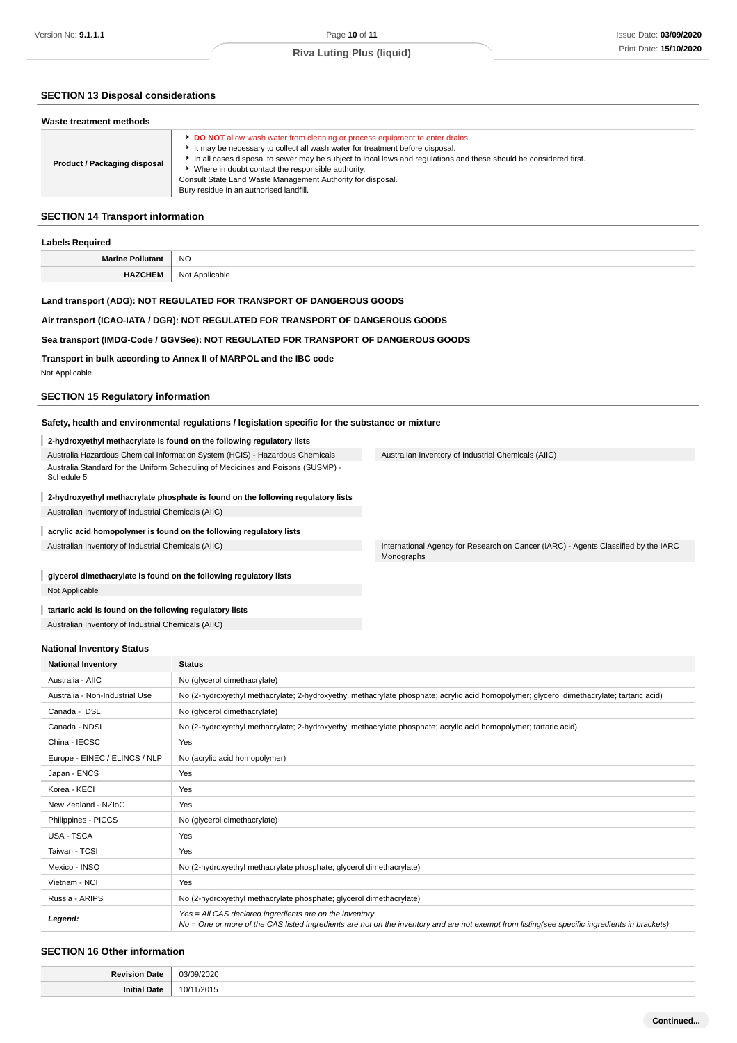## SECTION 13 Disposal considerations

### Waste treatment methods

| Product / Packaging disposal | ▸ **DO NOT** allow wash water from cleaning or process equipment to enter drains.<br>▸ It may be necessary to collect all wash water for treatment before disposal.<br>▸ In all cases disposal to sewer may be subject to local laws and regulations and these should be considered first.<br>▸ Where in doubt contact the responsible authority.<br>Consult State Land Waste Management Authority for disposal.<br>Bury residue in an authorised landfill. |
|---|---|

## SECTION 14 Transport information

### Labels Required

| Marine Pollutant | NO |
|---|---|
| HAZCHEM | Not Applicable |

**Land transport (ADG): NOT REGULATED FOR TRANSPORT OF DANGEROUS GOODS**

**Air transport (ICAO-IATA / DGR): NOT REGULATED FOR TRANSPORT OF DANGEROUS GOODS**

**Sea transport (IMDG-Code / GGVSee): NOT REGULATED FOR TRANSPORT OF DANGEROUS GOODS**

**Transport in bulk according to Annex II of MARPOL and the IBC code**

Not Applicable

## SECTION 15 Regulatory information

### Safety, health and environmental regulations / legislation specific for the substance or mixture

**2-hydroxyethyl methacrylate is found on the following regulatory lists**

| | |
|---|---|
| Australia Hazardous Chemical Information System (HCIS) - Hazardous Chemicals | Australian Inventory of Industrial Chemicals (AIIC) |
| Australia Standard for the Uniform Scheduling of Medicines and Poisons (SUSMP) - Schedule 5 | |

**2-hydroxyethyl methacrylate phosphate is found on the following regulatory lists**

Australian Inventory of Industrial Chemicals (AIIC)

**acrylic acid homopolymer is found on the following regulatory lists**

| | |
|---|---|
| Australian Inventory of Industrial Chemicals (AIIC) | International Agency for Research on Cancer (IARC) - Agents Classified by the IARC Monographs |

**glycerol dimethacrylate is found on the following regulatory lists**

Not Applicable

**tartaric acid is found on the following regulatory lists**

Australian Inventory of Industrial Chemicals (AIIC)

### National Inventory Status

| National Inventory | Status |
|---|---|
| Australia - AIIC | No (glycerol dimethacrylate) |
| Australia - Non-Industrial Use | No (2-hydroxyethyl methacrylate; 2-hydroxyethyl methacrylate phosphate; acrylic acid homopolymer; glycerol dimethacrylate; tartaric acid) |
| Canada - DSL | No (glycerol dimethacrylate) |
| Canada - NDSL | No (2-hydroxyethyl methacrylate; 2-hydroxyethyl methacrylate phosphate; acrylic acid homopolymer; tartaric acid) |
| China - IECSC | Yes |
| Europe - EINEC / ELINCS / NLP | No (acrylic acid homopolymer) |
| Japan - ENCS | Yes |
| Korea - KECI | Yes |
| New Zealand - NZIoC | Yes |
| Philippines - PICCS | No (glycerol dimethacrylate) |
| USA - TSCA | Yes |
| Taiwan - TCSI | Yes |
| Mexico - INSQ | No (2-hydroxyethyl methacrylate phosphate; glycerol dimethacrylate) |
| Vietnam - NCI | Yes |
| Russia - ARIPS | No (2-hydroxyethyl methacrylate phosphate; glycerol dimethacrylate) |
| ***Legend:*** | *Yes = All CAS declared ingredients are on the inventory*<br>*No = One or more of the CAS listed ingredients are not on the inventory and are not exempt from listing(see specific ingredients in brackets)* |

## SECTION 16 Other information

| Revision Date | 03/09/2020 |
|---|---|
| Initial Date | 10/11/2015 |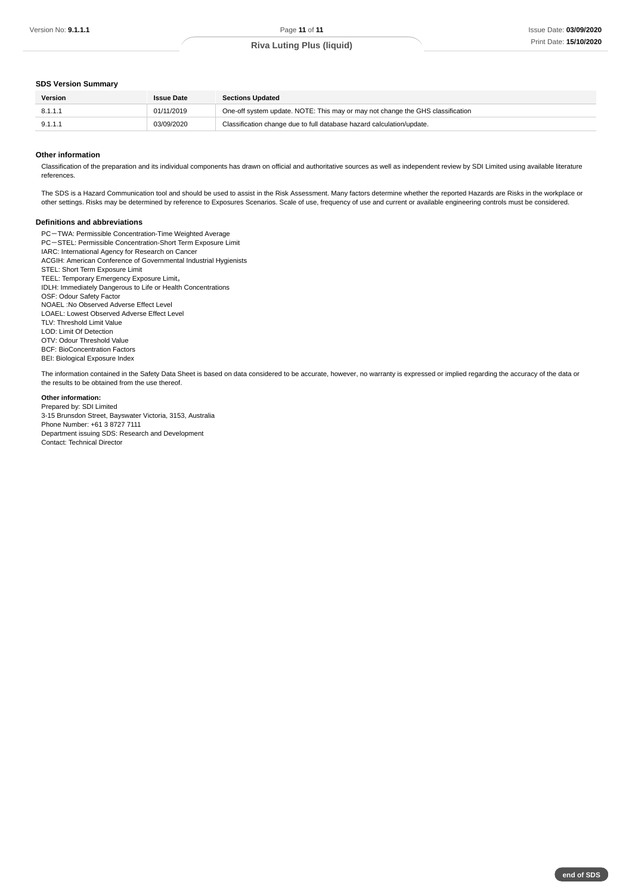### SDS Version Summary

| Version | Issue Date | Sections Updated |
| --- | --- | --- |
| 8.1.1.1 | 01/11/2019 | One-off system update. NOTE: This may or may not change the GHS classification |
| 9.1.1.1 | 03/09/2020 | Classification change due to full database hazard calculation/update. |

### Other information

Classification of the preparation and its individual components has drawn on official and authoritative sources as well as independent review by SDI Limited using available literature references.

The SDS is a Hazard Communication tool and should be used to assist in the Risk Assessment. Many factors determine whether the reported Hazards are Risks in the workplace or other settings. Risks may be determined by reference to Exposures Scenarios. Scale of use, frequency of use and current or available engineering controls must be considered.

### Definitions and abbreviations

PC－TWA: Permissible Concentration-Time Weighted Average
PC－STEL: Permissible Concentration-Short Term Exposure Limit
IARC: International Agency for Research on Cancer
ACGIH: American Conference of Governmental Industrial Hygienists
STEL: Short Term Exposure Limit
TEEL: Temporary Emergency Exposure Limit。
IDLH: Immediately Dangerous to Life or Health Concentrations
OSF: Odour Safety Factor
NOAEL :No Observed Adverse Effect Level
LOAEL: Lowest Observed Adverse Effect Level
TLV: Threshold Limit Value
LOD: Limit Of Detection
OTV: Odour Threshold Value
BCF: BioConcentration Factors
BEI: Biological Exposure Index

The information contained in the Safety Data Sheet is based on data considered to be accurate, however, no warranty is expressed or implied regarding the accuracy of the data or the results to be obtained from the use thereof.

**Other information:**
Prepared by: SDI Limited
3-15 Brunsdon Street, Bayswater Victoria, 3153, Australia
Phone Number: +61 3 8727 7111
Department issuing SDS: Research and Development
Contact: Technical Director

end of SDS